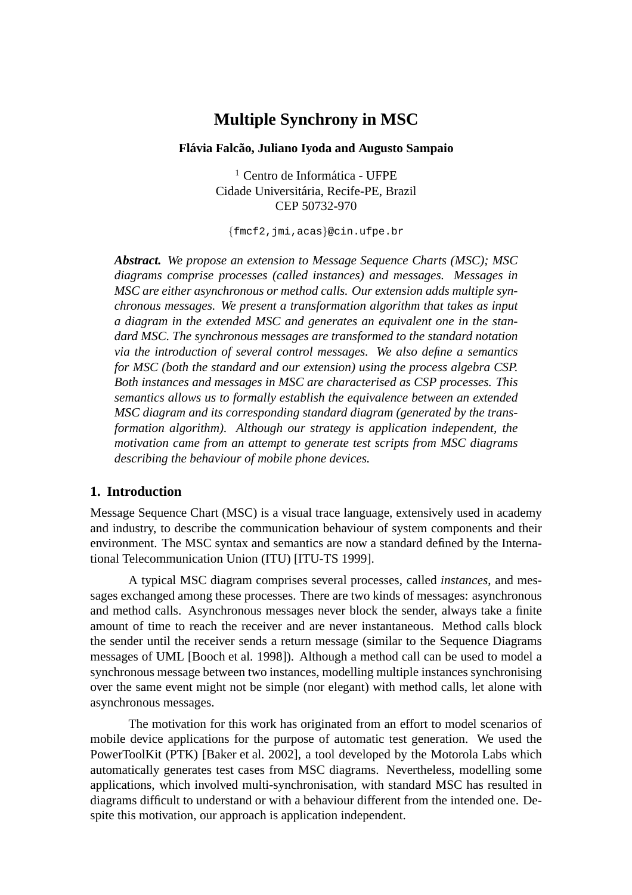# Multiple Synchrony in MSC

**Flávia Falcão, Juliano Iyoda and Augusto Sampaio**

[1] Centro de Informática - UFPE
Cidade Universitária, Recife-PE, Brazil
CEP 50732-970

{fmcf2,jmi,acas}@cin.ufpe.br

***Abstract.*** *We propose an extension to Message Sequence Charts (MSC); MSC diagrams comprise processes (called instances) and messages. Messages in MSC are either asynchronous or method calls. Our extension adds multiple synchronous messages. We present a transformation algorithm that takes as input a diagram in the extended MSC and generates an equivalent one in the standard MSC. The synchronous messages are transformed to the standard notation via the introduction of several control messages. We also define a semantics for MSC (both the standard and our extension) using the process algebra CSP. Both instances and messages in MSC are characterised as CSP processes. This semantics allows us to formally establish the equivalence between an extended MSC diagram and its corresponding standard diagram (generated by the transformation algorithm). Although our strategy is application independent, the motivation came from an attempt to generate test scripts from MSC diagrams describing the behaviour of mobile phone devices.*

## 1. Introduction

Message Sequence Chart (MSC) is a visual trace language, extensively used in academy and industry, to describe the communication behaviour of system components and their environment. The MSC syntax and semantics are now a standard defined by the International Telecommunication Union (ITU) [ITU-TS 1999].

A typical MSC diagram comprises several processes, called *instances*, and messages exchanged among these processes. There are two kinds of messages: asynchronous and method calls. Asynchronous messages never block the sender, always take a finite amount of time to reach the receiver and are never instantaneous. Method calls block the sender until the receiver sends a return message (similar to the Sequence Diagrams messages of UML [Booch et al. 1998]). Although a method call can be used to model a synchronous message between two instances, modelling multiple instances synchronising over the same event might not be simple (nor elegant) with method calls, let alone with asynchronous messages.

The motivation for this work has originated from an effort to model scenarios of mobile device applications for the purpose of automatic test generation. We used the PowerToolKit (PTK) [Baker et al. 2002], a tool developed by the Motorola Labs which automatically generates test cases from MSC diagrams. Nevertheless, modelling some applications, which involved multi-synchronisation, with standard MSC has resulted in diagrams difficult to understand or with a behaviour different from the intended one. Despite this motivation, our approach is application independent.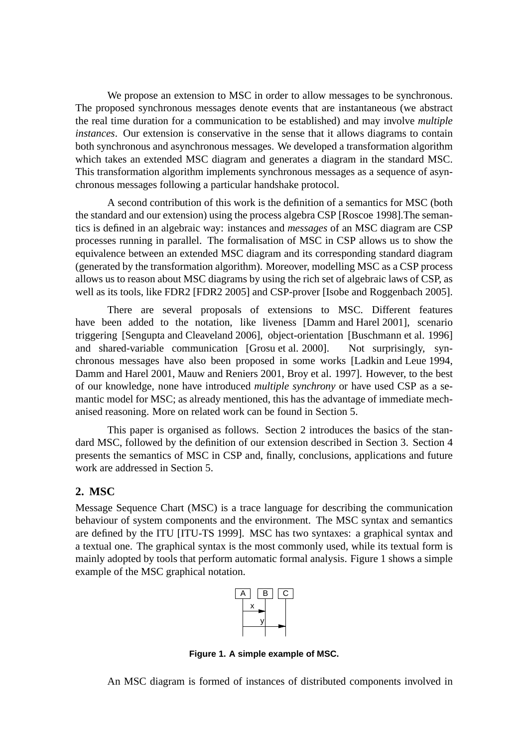We propose an extension to MSC in order to allow messages to be synchronous. The proposed synchronous messages denote events that are instantaneous (we abstract the real time duration for a communication to be established) and may involve *multiple instances*. Our extension is conservative in the sense that it allows diagrams to contain both synchronous and asynchronous messages. We developed a transformation algorithm which takes an extended MSC diagram and generates a diagram in the standard MSC. This transformation algorithm implements synchronous messages as a sequence of asynchronous messages following a particular handshake protocol.

A second contribution of this work is the definition of a semantics for MSC (both the standard and our extension) using the process algebra CSP [Roscoe 1998].The semantics is defined in an algebraic way: instances and *messages* of an MSC diagram are CSP processes running in parallel. The formalisation of MSC in CSP allows us to show the equivalence between an extended MSC diagram and its corresponding standard diagram (generated by the transformation algorithm). Moreover, modelling MSC as a CSP process allows us to reason about MSC diagrams by using the rich set of algebraic laws of CSP, as well as its tools, like FDR2 [FDR2 2005] and CSP-prover [Isobe and Roggenbach 2005].

There are several proposals of extensions to MSC. Different features have been added to the notation, like liveness [Damm and Harel 2001], scenario triggering [Sengupta and Cleaveland 2006], object-orientation [Buschmann et al. 1996] and shared-variable communication [Grosu et al. 2000]. Not surprisingly, synchronous messages have also been proposed in some works [Ladkin and Leue 1994, Damm and Harel 2001, Mauw and Reniers 2001, Broy et al. 1997]. However, to the best of our knowledge, none have introduced *multiple synchrony* or have used CSP as a semantic model for MSC; as already mentioned, this has the advantage of immediate mechanised reasoning. More on related work can be found in Section 5.

This paper is organised as follows. Section 2 introduces the basics of the standard MSC, followed by the definition of our extension described in Section 3. Section 4 presents the semantics of MSC in CSP and, finally, conclusions, applications and future work are addressed in Section 5.

## 2. MSC

Message Sequence Chart (MSC) is a trace language for describing the communication behaviour of system components and the environment. The MSC syntax and semantics are defined by the ITU [ITU-TS 1999]. MSC has two syntaxes: a graphical syntax and a textual one. The graphical syntax is the most commonly used, while its textual form is mainly adopted by tools that perform automatic formal analysis. Figure 1 shows a simple example of the MSC graphical notation.

**Figure 1. A simple example of MSC.**

An MSC diagram is formed of instances of distributed components involved in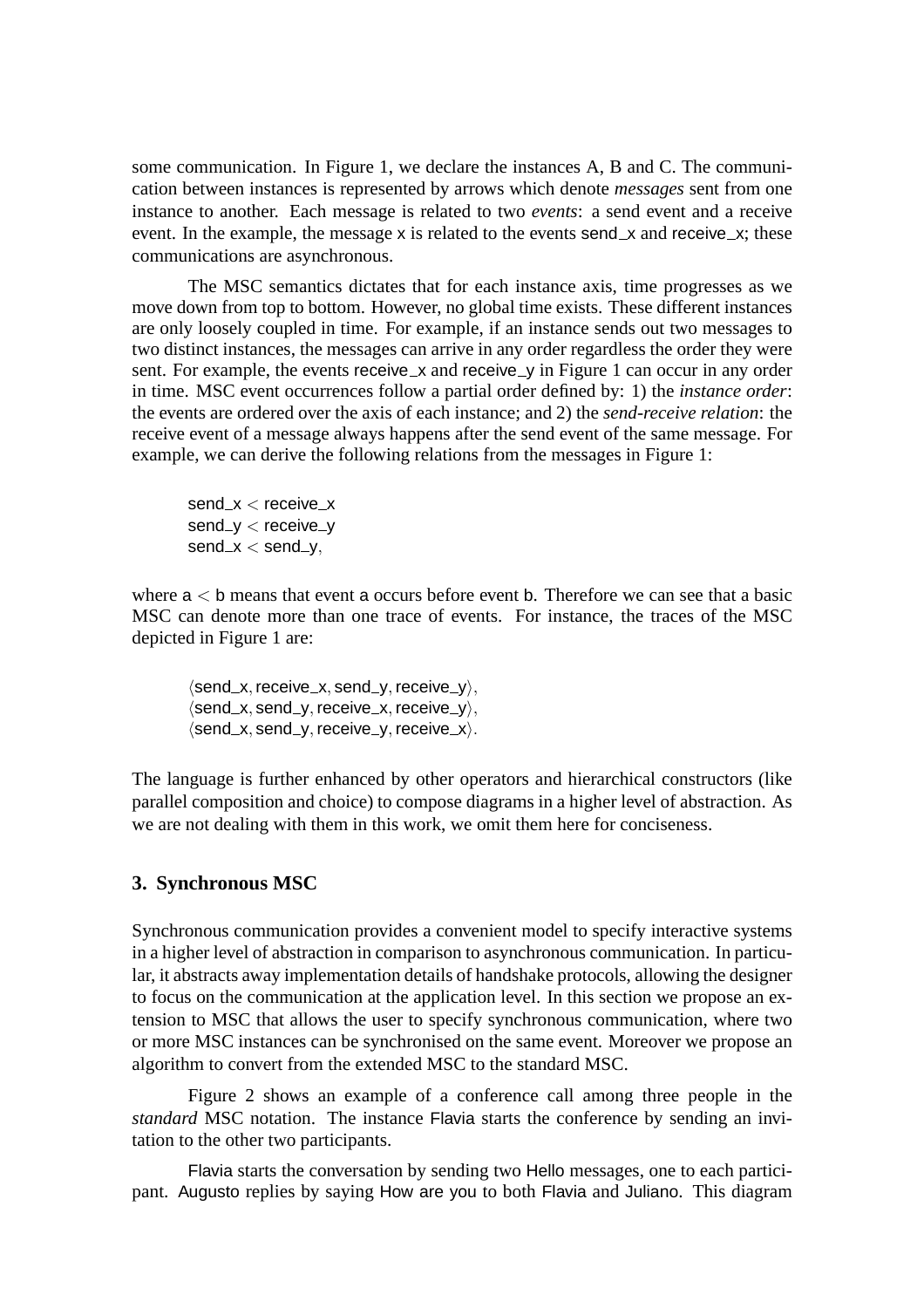some communication. In Figure 1, we declare the instances A, B and C. The communication between instances is represented by arrows which denote *messages* sent from one instance to another. Each message is related to two *events*: a send event and a receive event. In the example, the message x is related to the events send_x and receive_x; these communications are asynchronous.

The MSC semantics dictates that for each instance axis, time progresses as we move down from top to bottom. However, no global time exists. These different instances are only loosely coupled in time. For example, if an instance sends out two messages to two distinct instances, the messages can arrive in any order regardless the order they were sent. For example, the events receive_x and receive_y in Figure 1 can occur in any order in time. MSC event occurrences follow a partial order defined by: 1) the *instance order*: the events are ordered over the axis of each instance; and 2) the *send-receive relation*: the receive event of a message always happens after the send event of the same message. For example, we can derive the following relations from the messages in Figure 1:

$$\mathsf{send\_x} < \mathsf{receive\_x}$$
$$\mathsf{send\_y} < \mathsf{receive\_y}$$
$$\mathsf{send\_x} < \mathsf{send\_y},$$

where $\mathsf{a} < \mathsf{b}$ means that event a occurs before event b. Therefore we can see that a basic MSC can denote more than one trace of events. For instance, the traces of the MSC depicted in Figure 1 are:

$$\langle \mathsf{send\_x}, \mathsf{receive\_x}, \mathsf{send\_y}, \mathsf{receive\_y} \rangle,$$
$$\langle \mathsf{send\_x}, \mathsf{send\_y}, \mathsf{receive\_x}, \mathsf{receive\_y} \rangle,$$
$$\langle \mathsf{send\_x}, \mathsf{send\_y}, \mathsf{receive\_y}, \mathsf{receive\_x} \rangle.$$

The language is further enhanced by other operators and hierarchical constructors (like parallel composition and choice) to compose diagrams in a higher level of abstraction. As we are not dealing with them in this work, we omit them here for conciseness.

## 3. Synchronous MSC

Synchronous communication provides a convenient model to specify interactive systems in a higher level of abstraction in comparison to asynchronous communication. In particular, it abstracts away implementation details of handshake protocols, allowing the designer to focus on the communication at the application level. In this section we propose an extension to MSC that allows the user to specify synchronous communication, where two or more MSC instances can be synchronised on the same event. Moreover we propose an algorithm to convert from the extended MSC to the standard MSC.

Figure 2 shows an example of a conference call among three people in the *standard* MSC notation. The instance Flavia starts the conference by sending an invitation to the other two participants.

Flavia starts the conversation by sending two Hello messages, one to each participant. Augusto replies by saying How are you to both Flavia and Juliano. This diagram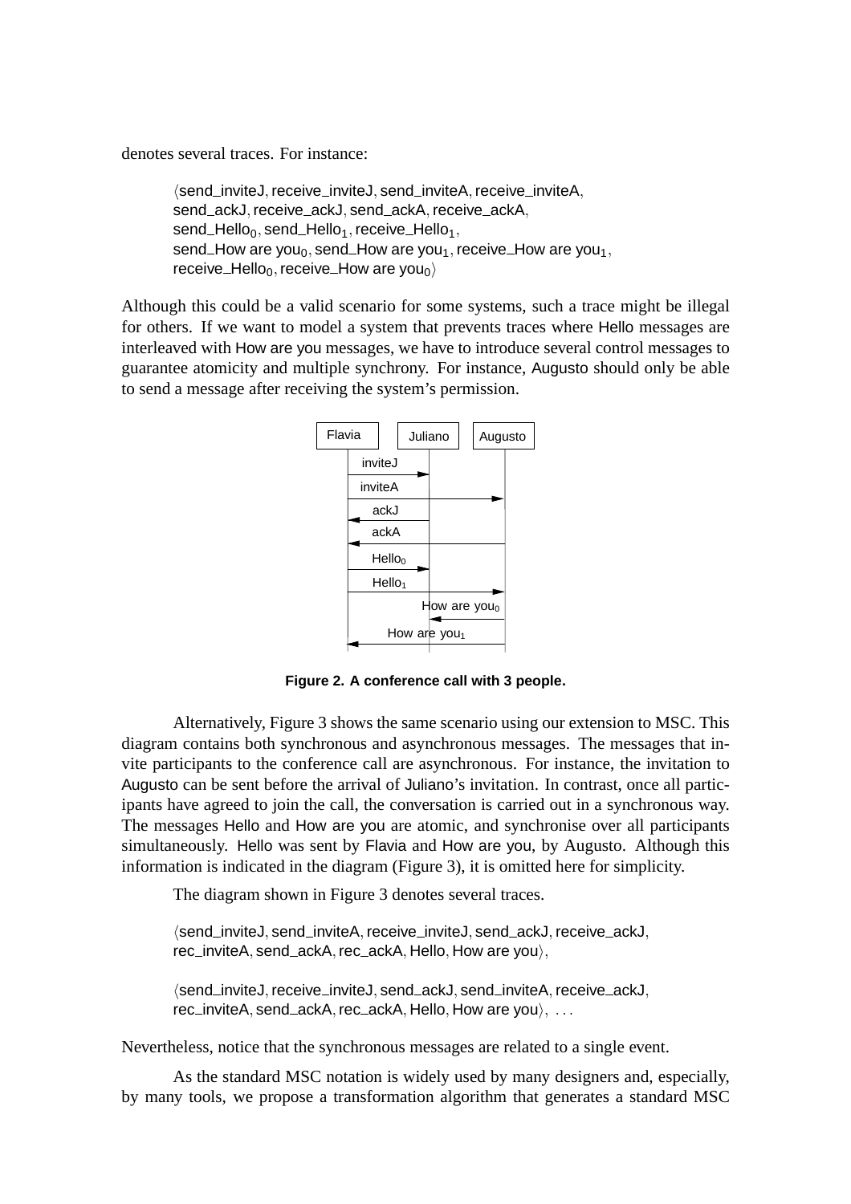denotes several traces. For instance:

$\langle$send_inviteJ, receive_inviteJ, send_inviteA, receive_inviteA,
send_ackJ, receive_ackJ, send_ackA, receive_ackA,
send_Hello$_0$, send_Hello$_1$, receive_Hello$_1$,
send_How are you$_0$, send_How are you$_1$, receive_How are you$_1$,
receive_Hello$_0$, receive_How are you$_0\rangle$

Although this could be a valid scenario for some systems, such a trace might be illegal for others. If we want to model a system that prevents traces where Hello messages are interleaved with How are you messages, we have to introduce several control messages to guarantee atomicity and multiple synchrony. For instance, Augusto should only be able to send a message after receiving the system's permission.

**Figure 2. A conference call with 3 people.**

Alternatively, Figure 3 shows the same scenario using our extension to MSC. This diagram contains both synchronous and asynchronous messages. The messages that invite participants to the conference call are asynchronous. For instance, the invitation to Augusto can be sent before the arrival of Juliano's invitation. In contrast, once all participants have agreed to join the call, the conversation is carried out in a synchronous way. The messages Hello and How are you are atomic, and synchronise over all participants simultaneously. Hello was sent by Flavia and How are you, by Augusto. Although this information is indicated in the diagram (Figure 3), it is omitted here for simplicity.

The diagram shown in Figure 3 denotes several traces.

$\langle$send_inviteJ, send_inviteA, receive_inviteJ, send_ackJ, receive_ackJ,
rec_inviteA, send_ackA, rec_ackA, Hello, How are you$\rangle$,

$\langle$send_inviteJ, receive_inviteJ, send_ackJ, send_inviteA, receive_ackJ,
rec_inviteA, send_ackA, rec_ackA, Hello, How are you$\rangle$, ...

Nevertheless, notice that the synchronous messages are related to a single event.

As the standard MSC notation is widely used by many designers and, especially, by many tools, we propose a transformation algorithm that generates a standard MSC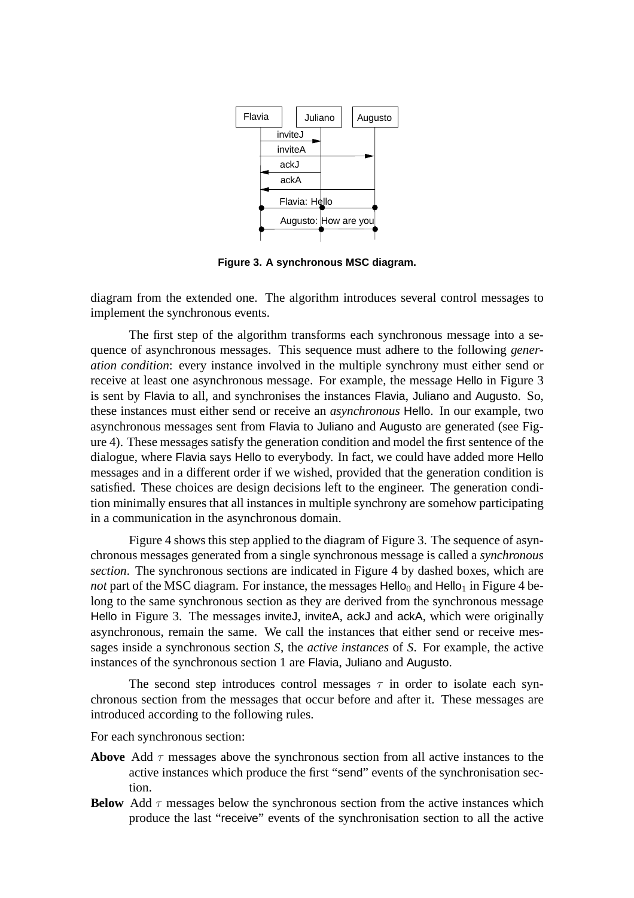**Figure 3. A synchronous MSC diagram.**

diagram from the extended one. The algorithm introduces several control messages to implement the synchronous events.

The first step of the algorithm transforms each synchronous message into a sequence of asynchronous messages. This sequence must adhere to the following *generation condition*: every instance involved in the multiple synchrony must either send or receive at least one asynchronous message. For example, the message Hello in Figure 3 is sent by Flavia to all, and synchronises the instances Flavia, Juliano and Augusto. So, these instances must either send or receive an *asynchronous* Hello. In our example, two asynchronous messages sent from Flavia to Juliano and Augusto are generated (see Figure 4). These messages satisfy the generation condition and model the first sentence of the dialogue, where Flavia says Hello to everybody. In fact, we could have added more Hello messages and in a different order if we wished, provided that the generation condition is satisfied. These choices are design decisions left to the engineer. The generation condition minimally ensures that all instances in multiple synchrony are somehow participating in a communication in the asynchronous domain.

Figure 4 shows this step applied to the diagram of Figure 3. The sequence of asynchronous messages generated from a single synchronous message is called a *synchronous section*. The synchronous sections are indicated in Figure 4 by dashed boxes, which are *not* part of the MSC diagram. For instance, the messages $\text{Hello}_0$ and $\text{Hello}_1$ in Figure 4 belong to the same synchronous section as they are derived from the synchronous message Hello in Figure 3. The messages inviteJ, inviteA, ackJ and ackA, which were originally asynchronous, remain the same. We call the instances that either send or receive messages inside a synchronous section *S*, the *active instances* of *S*. For example, the active instances of the synchronous section 1 are Flavia, Juliano and Augusto.

The second step introduces control messages $\tau$ in order to isolate each synchronous section from the messages that occur before and after it. These messages are introduced according to the following rules.

For each synchronous section:

**Above** Add $\tau$ messages above the synchronous section from all active instances to the active instances which produce the first "send" events of the synchronisation section.

**Below** Add $\tau$ messages below the synchronous section from the active instances which produce the last "receive" events of the synchronisation section to all the active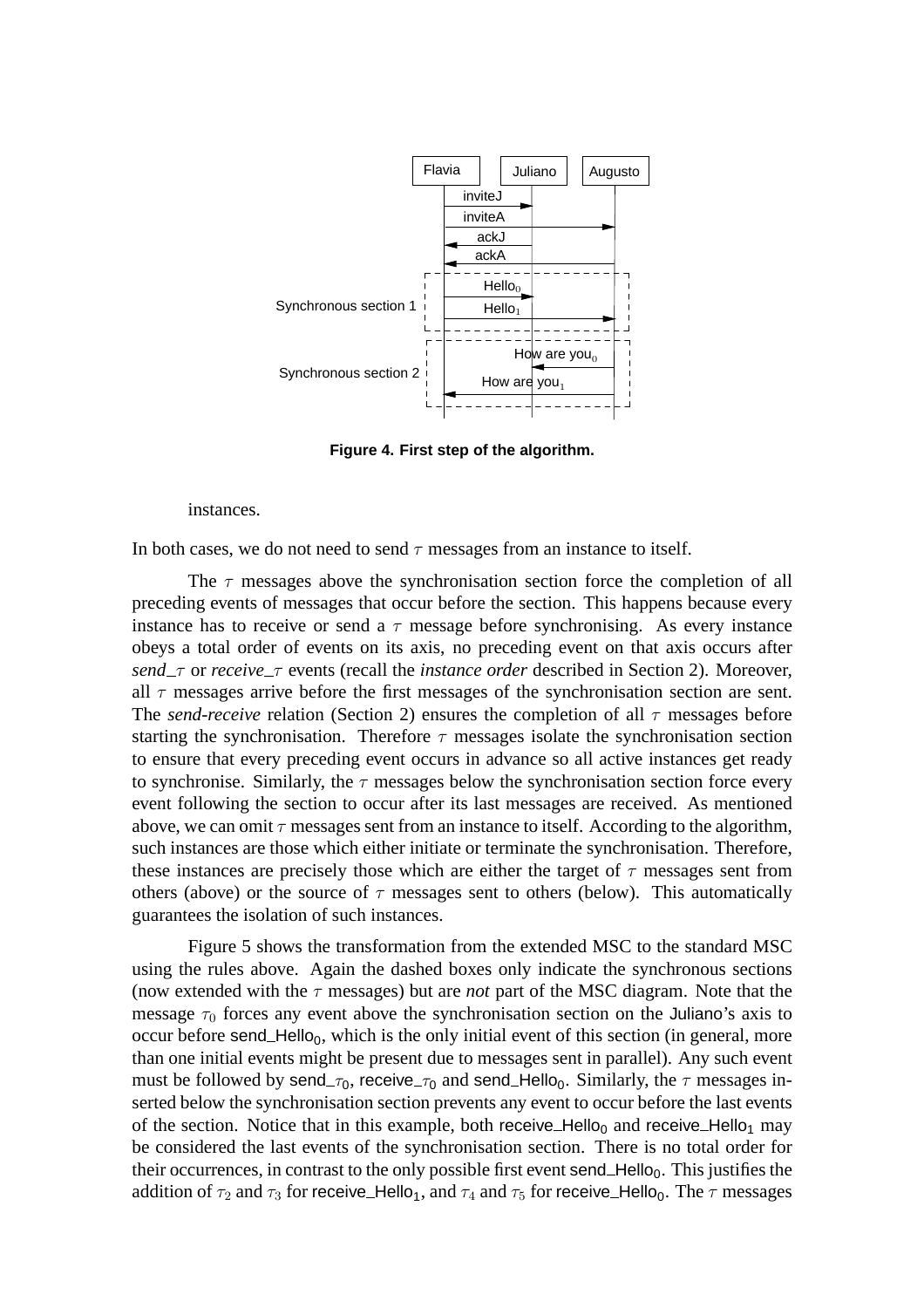**Figure 4. First step of the algorithm.**

instances.

In both cases, we do not need to send $\tau$ messages from an instance to itself.

The $\tau$ messages above the synchronisation section force the completion of all preceding events of messages that occur before the section. This happens because every instance has to receive or send a $\tau$ message before synchronising. As every instance obeys a total order of events on its axis, no preceding event on that axis occurs after *send*_$\tau$ or *receive*_$\tau$ events (recall the *instance order* described in Section 2). Moreover, all $\tau$ messages arrive before the first messages of the synchronisation section are sent. The *send-receive* relation (Section 2) ensures the completion of all $\tau$ messages before starting the synchronisation. Therefore $\tau$ messages isolate the synchronisation section to ensure that every preceding event occurs in advance so all active instances get ready to synchronise. Similarly, the $\tau$ messages below the synchronisation section force every event following the section to occur after its last messages are received. As mentioned above, we can omit $\tau$ messages sent from an instance to itself. According to the algorithm, such instances are those which either initiate or terminate the synchronisation. Therefore, these instances are precisely those which are either the target of $\tau$ messages sent from others (above) or the source of $\tau$ messages sent to others (below). This automatically guarantees the isolation of such instances.

Figure 5 shows the transformation from the extended MSC to the standard MSC using the rules above. Again the dashed boxes only indicate the synchronous sections (now extended with the $\tau$ messages) but are *not* part of the MSC diagram. Note that the message $\tau_0$ forces any event above the synchronisation section on the Juliano's axis to occur before send_$\text{Hello}_0$, which is the only initial event of this section (in general, more than one initial events might be present due to messages sent in parallel). Any such event must be followed by send_$\tau_0$, receive_$\tau_0$ and send_$\text{Hello}_0$. Similarly, the $\tau$ messages inserted below the synchronisation section prevents any event to occur before the last events of the section. Notice that in this example, both receive_$\text{Hello}_0$ and receive_$\text{Hello}_1$ may be considered the last events of the synchronisation section. There is no total order for their occurrences, in contrast to the only possible first event send_$\text{Hello}_0$. This justifies the addition of $\tau_2$ and $\tau_3$ for receive_$\text{Hello}_1$, and $\tau_4$ and $\tau_5$ for receive_$\text{Hello}_0$. The $\tau$ messages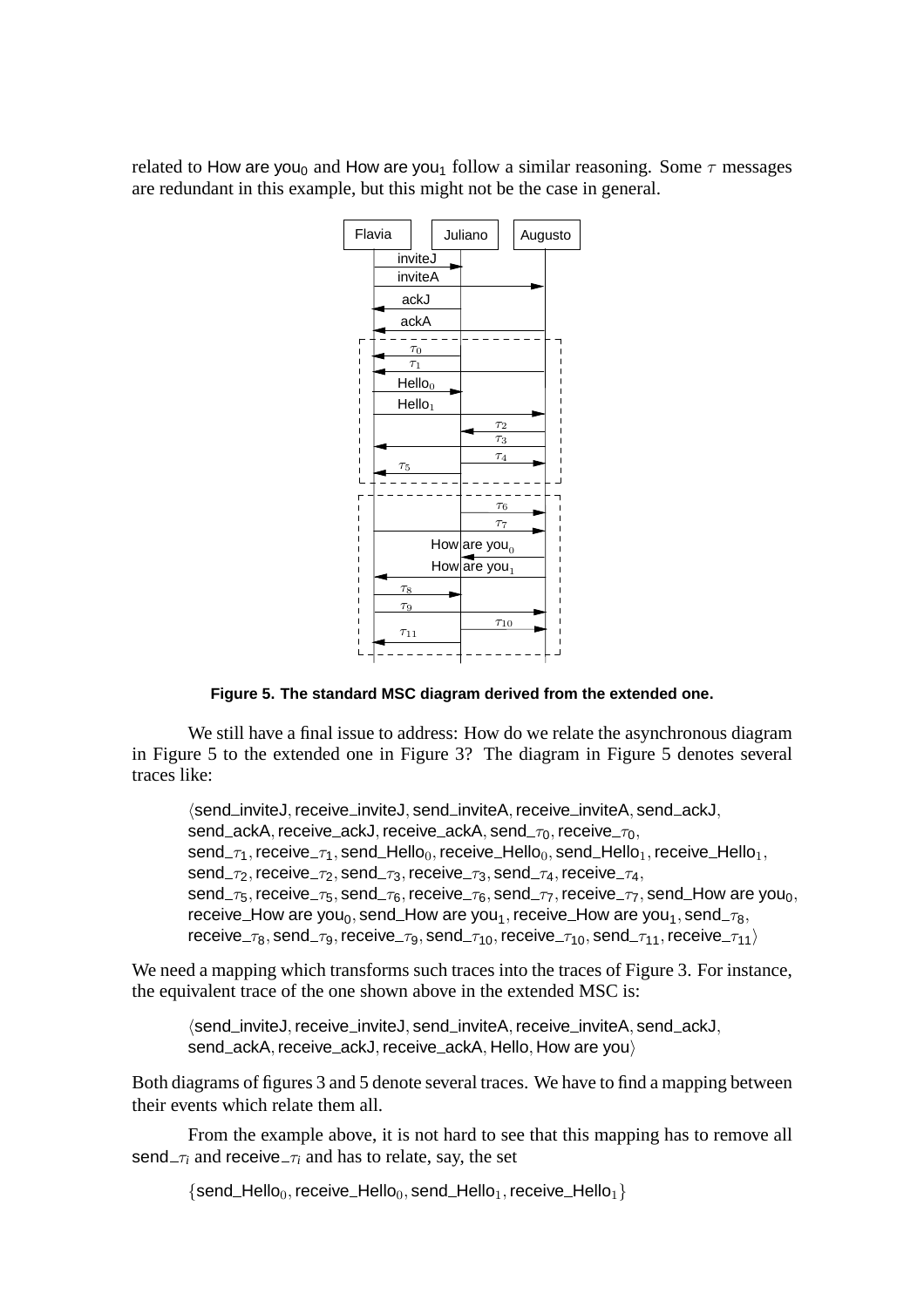related to How are you$_0$ and How are you$_1$ follow a similar reasoning. Some $\tau$ messages are redundant in this example, but this might not be the case in general.

**Figure 5. The standard MSC diagram derived from the extended one.**

We still have a final issue to address: How do we relate the asynchronous diagram in Figure 5 to the extended one in Figure 3? The diagram in Figure 5 denotes several traces like:

> $\langle$send_inviteJ, receive_inviteJ, send_inviteA, receive_inviteA, send_ackJ, send_ackA, receive_ackJ, receive_ackA, send_$\tau_0$, receive_$\tau_0$, send_$\tau_1$, receive_$\tau_1$, send_Hello$_0$, receive_Hello$_0$, send_Hello$_1$, receive_Hello$_1$, send_$\tau_2$, receive_$\tau_2$, send_$\tau_3$, receive_$\tau_3$, send_$\tau_4$, receive_$\tau_4$, send_$\tau_5$, receive_$\tau_5$, send_$\tau_6$, receive_$\tau_6$, send_$\tau_7$, receive_$\tau_7$, send_How are you$_0$, receive_How are you$_0$, send_How are you$_1$, receive_How are you$_1$, send_$\tau_8$, receive_$\tau_8$, send_$\tau_9$, receive_$\tau_9$, send_$\tau_{10}$, receive_$\tau_{10}$, send_$\tau_{11}$, receive_$\tau_{11}\rangle$

We need a mapping which transforms such traces into the traces of Figure 3. For instance, the equivalent trace of the one shown above in the extended MSC is:

> $\langle$send_inviteJ, receive_inviteJ, send_inviteA, receive_inviteA, send_ackJ, send_ackA, receive_ackJ, receive_ackA, Hello, How are you$\rangle$

Both diagrams of figures 3 and 5 denote several traces. We have to find a mapping between their events which relate them all.

From the example above, it is not hard to see that this mapping has to remove all send_$\tau_i$ and receive_$\tau_i$ and has to relate, say, the set

> $\{$send_Hello$_0$, receive_Hello$_0$, send_Hello$_1$, receive_Hello$_1\}$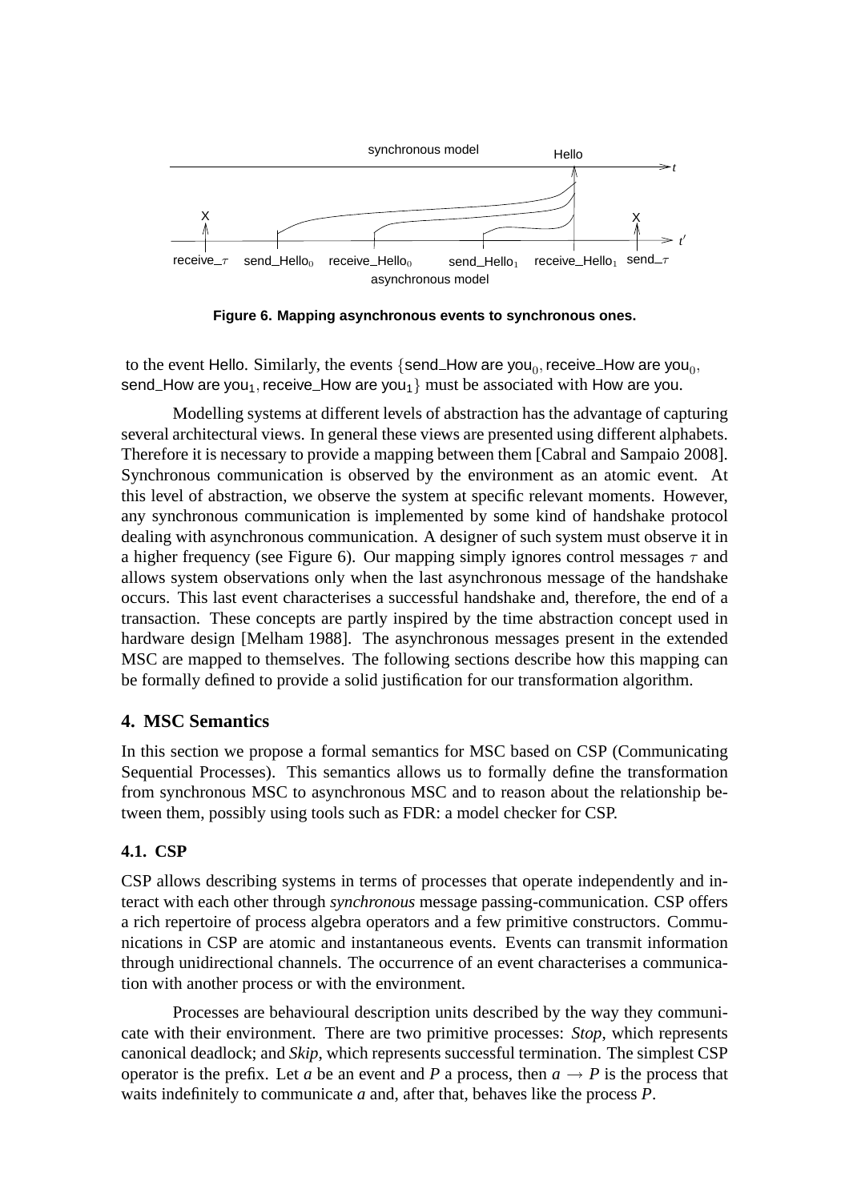Figure 6. Mapping asynchronous events to synchronous ones.

to the event Hello. Similarly, the events {send_How are you$_0$, receive_How are you$_0$, send_How are you$_1$, receive_How are you$_1$} must be associated with How are you.

Modelling systems at different levels of abstraction has the advantage of capturing several architectural views. In general these views are presented using different alphabets. Therefore it is necessary to provide a mapping between them [Cabral and Sampaio 2008]. Synchronous communication is observed by the environment as an atomic event. At this level of abstraction, we observe the system at specific relevant moments. However, any synchronous communication is implemented by some kind of handshake protocol dealing with asynchronous communication. A designer of such system must observe it in a higher frequency (see Figure 6). Our mapping simply ignores control messages $\tau$ and allows system observations only when the last asynchronous message of the handshake occurs. This last event characterises a successful handshake and, therefore, the end of a transaction. These concepts are partly inspired by the time abstraction concept used in hardware design [Melham 1988]. The asynchronous messages present in the extended MSC are mapped to themselves. The following sections describe how this mapping can be formally defined to provide a solid justification for our transformation algorithm.

## 4. MSC Semantics

In this section we propose a formal semantics for MSC based on CSP (Communicating Sequential Processes). This semantics allows us to formally define the transformation from synchronous MSC to asynchronous MSC and to reason about the relationship between them, possibly using tools such as FDR: a model checker for CSP.

### 4.1. CSP

CSP allows describing systems in terms of processes that operate independently and interact with each other through *synchronous* message passing-communication. CSP offers a rich repertoire of process algebra operators and a few primitive constructors. Communications in CSP are atomic and instantaneous events. Events can transmit information through unidirectional channels. The occurrence of an event characterises a communication with another process or with the environment.

Processes are behavioural description units described by the way they communicate with their environment. There are two primitive processes: *Stop*, which represents canonical deadlock; and *Skip*, which represents successful termination. The simplest CSP operator is the prefix. Let $a$ be an event and $P$ a process, then $a \rightarrow P$ is the process that waits indefinitely to communicate $a$ and, after that, behaves like the process $P$.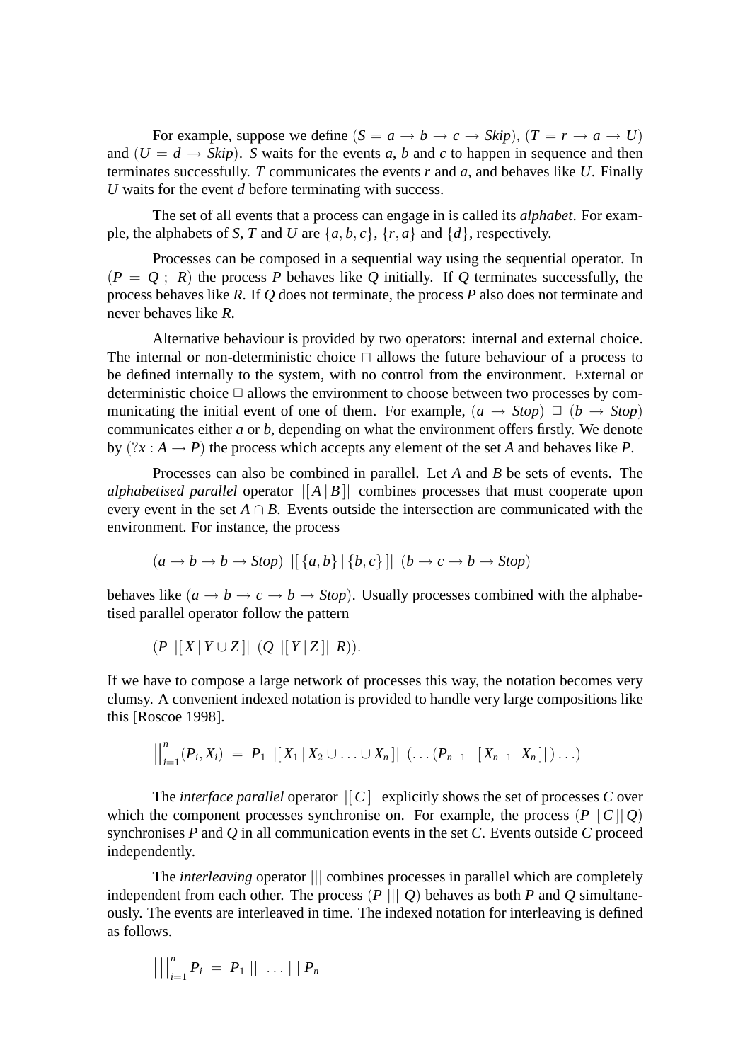For example, suppose we define $(S = a \rightarrow b \rightarrow c \rightarrow Skip)$, $(T = r \rightarrow a \rightarrow U)$ and $(U = d \rightarrow Skip)$. $S$ waits for the events $a$, $b$ and $c$ to happen in sequence and then terminates successfully. $T$ communicates the events $r$ and $a$, and behaves like $U$. Finally $U$ waits for the event $d$ before terminating with success.

The set of all events that a process can engage in is called its *alphabet*. For example, the alphabets of $S$, $T$ and $U$ are $\{a, b, c\}$, $\{r, a\}$ and $\{d\}$, respectively.

Processes can be composed in a sequential way using the sequential operator. In $(P = Q \;;\; R)$ the process $P$ behaves like $Q$ initially. If $Q$ terminates successfully, the process behaves like $R$. If $Q$ does not terminate, the process $P$ also does not terminate and never behaves like $R$.

Alternative behaviour is provided by two operators: internal and external choice. The internal or non-deterministic choice $\sqcap$ allows the future behaviour of a process to be defined internally to the system, with no control from the environment. External or deterministic choice $\Box$ allows the environment to choose between two processes by communicating the initial event of one of them. For example, $(a \rightarrow Stop) \;\Box\; (b \rightarrow Stop)$ communicates either $a$ or $b$, depending on what the environment offers firstly. We denote by $(?x : A \rightarrow P)$ the process which accepts any element of the set $A$ and behaves like $P$.

Processes can also be combined in parallel. Let $A$ and $B$ be sets of events. The *alphabetised parallel* operator $|[\,A \,|\, B\,]|$ combines processes that must cooperate upon every event in the set $A \cap B$. Events outside the intersection are communicated with the environment. For instance, the process

$$(a \rightarrow b \rightarrow b \rightarrow Stop) \;|[\,\{a, b\} \,|\, \{b, c\}\,]|\; (b \rightarrow c \rightarrow b \rightarrow Stop)$$

behaves like $(a \rightarrow b \rightarrow c \rightarrow b \rightarrow Stop)$. Usually processes combined with the alphabetised parallel operator follow the pattern

$$(P \;|[\,X \,|\, Y \cup Z\,]|\; (Q \;|[\,Y \,|\, Z\,]|\; R)).$$

If we have to compose a large network of processes this way, the notation becomes very clumsy. A convenient indexed notation is provided to handle very large compositions like this [Roscoe 1998].

$$\big\|_{i=1}^{n}(P_i, X_i) \;=\; P_1 \;|[\,X_1 \,|\, X_2 \cup \ldots \cup X_n\,]|\; (\ldots (P_{n-1} \;|[\,X_{n-1} \,|\, X_n\,]|\,) \ldots)$$

The *interface parallel* operator $|[\,C\,]|$ explicitly shows the set of processes $C$ over which the component processes synchronise on. For example, the process $(P \,|[\,C\,]|\, Q)$ synchronises $P$ and $Q$ in all communication events in the set $C$. Events outside $C$ proceed independently.

The *interleaving* operator $|||$ combines processes in parallel which are completely independent from each other. The process $(P \;|||\; Q)$ behaves as both $P$ and $Q$ simultaneously. The events are interleaved in time. The indexed notation for interleaving is defined as follows.

$$\big|\big|\big|_{i=1}^{n} P_i \;=\; P_1 \;|||\; \ldots \;|||\; P_n$$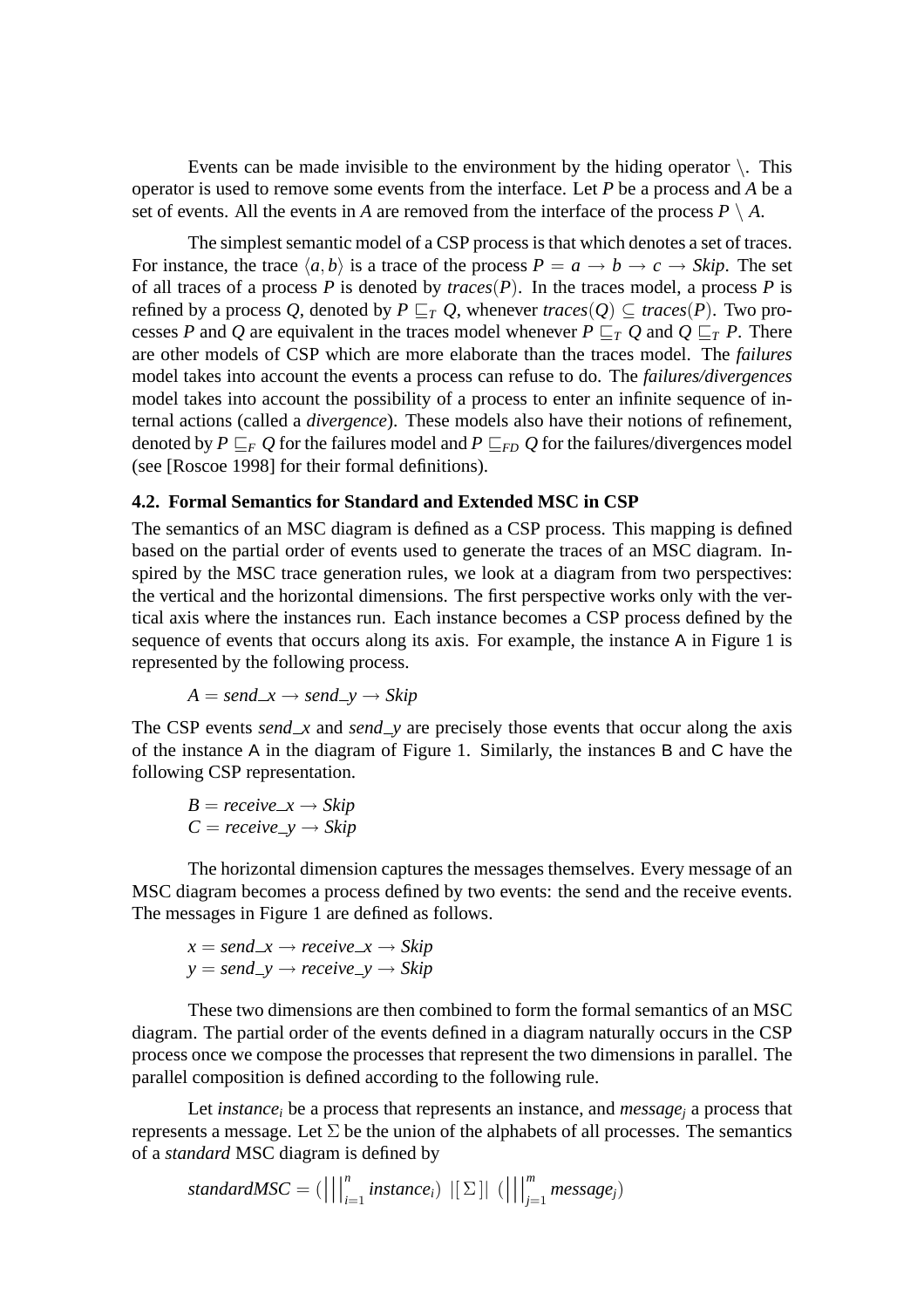Events can be made invisible to the environment by the hiding operator $\setminus$. This operator is used to remove some events from the interface. Let $P$ be a process and $A$ be a set of events. All the events in $A$ are removed from the interface of the process $P \setminus A$.

The simplest semantic model of a CSP process is that which denotes a set of traces. For instance, the trace $\langle a, b \rangle$ is a trace of the process $P = a \rightarrow b \rightarrow c \rightarrow Skip$. The set of all traces of a process $P$ is denoted by $traces(P)$. In the traces model, a process $P$ is refined by a process $Q$, denoted by $P \sqsubseteq_T Q$, whenever $traces(Q) \subseteq traces(P)$. Two processes $P$ and $Q$ are equivalent in the traces model whenever $P \sqsubseteq_T Q$ and $Q \sqsubseteq_T P$. There are other models of CSP which are more elaborate than the traces model. The *failures* model takes into account the events a process can refuse to do. The *failures/divergences* model takes into account the possibility of a process to enter an infinite sequence of internal actions (called a *divergence*). These models also have their notions of refinement, denoted by $P \sqsubseteq_F Q$ for the failures model and $P \sqsubseteq_{FD} Q$ for the failures/divergences model (see [Roscoe 1998] for their formal definitions).

### 4.2. Formal Semantics for Standard and Extended MSC in CSP

The semantics of an MSC diagram is defined as a CSP process. This mapping is defined based on the partial order of events used to generate the traces of an MSC diagram. Inspired by the MSC trace generation rules, we look at a diagram from two perspectives: the vertical and the horizontal dimensions. The first perspective works only with the vertical axis where the instances run. Each instance becomes a CSP process defined by the sequence of events that occurs along its axis. For example, the instance A in Figure 1 is represented by the following process.

$$A = send\_x \rightarrow send\_y \rightarrow Skip$$

The CSP events $send\_x$ and $send\_y$ are precisely those events that occur along the axis of the instance A in the diagram of Figure 1. Similarly, the instances B and C have the following CSP representation.

$$B = receive\_x \rightarrow Skip$$
$$C = receive\_y \rightarrow Skip$$

The horizontal dimension captures the messages themselves. Every message of an MSC diagram becomes a process defined by two events: the send and the receive events. The messages in Figure 1 are defined as follows.

$$x = send\_x \rightarrow receive\_x \rightarrow Skip$$
$$y = send\_y \rightarrow receive\_y \rightarrow Skip$$

These two dimensions are then combined to form the formal semantics of an MSC diagram. The partial order of the events defined in a diagram naturally occurs in the CSP process once we compose the processes that represent the two dimensions in parallel. The parallel composition is defined according to the following rule.

Let $instance_i$ be a process that represents an instance, and $message_j$ a process that represents a message. Let $\Sigma$ be the union of the alphabets of all processes. The semantics of a *standard* MSC diagram is defined by

$$standardMSC = (\,|||_{i=1}^{n}\; instance_i) \;\; |[\,\Sigma\,]| \;\; (\,|||_{j=1}^{m}\; message_j)$$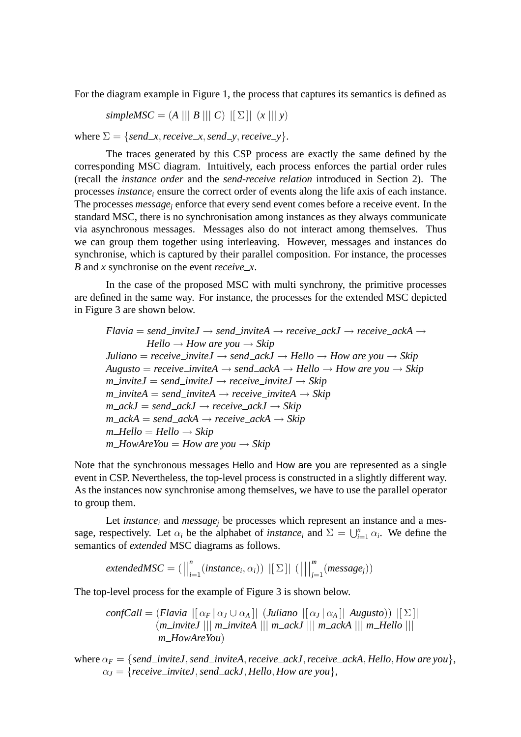For the diagram example in Figure 1, the process that captures its semantics is defined as

$$simpleMSC = (A \mid\mid\mid B \mid\mid\mid C) \;|[\,\Sigma\,]|\; (x \mid\mid\mid y)$$

where $\Sigma = \{send\_x, receive\_x, send\_y, receive\_y\}$.

The traces generated by this CSP process are exactly the same defined by the corresponding MSC diagram. Intuitively, each process enforces the partial order rules (recall the *instance order* and the *send-receive relation* introduced in Section 2). The processes $instance_i$ ensure the correct order of events along the life axis of each instance. The processes $message_j$ enforce that every send event comes before a receive event. In the standard MSC, there is no synchronisation among instances as they always communicate via asynchronous messages. Messages also do not interact among themselves. Thus we can group them together using interleaving. However, messages and instances do synchronise, which is captured by their parallel composition. For instance, the processes $B$ and $x$ synchronise on the event $receive\_x$.

In the case of the proposed MSC with multi synchrony, the primitive processes are defined in the same way. For instance, the processes for the extended MSC depicted in Figure 3 are shown below.

$$
\begin{aligned}
&Flavia = send\_inviteJ \rightarrow send\_inviteA \rightarrow receive\_ackJ \rightarrow receive\_ackA \rightarrow \\
&\qquad\quad Hello \rightarrow How\ are\ you \rightarrow Skip \\
&Juliano = receive\_inviteJ \rightarrow send\_ackJ \rightarrow Hello \rightarrow How\ are\ you \rightarrow Skip \\
&Augusto = receive\_inviteA \rightarrow send\_ackA \rightarrow Hello \rightarrow How\ are\ you \rightarrow Skip \\
&m\_inviteJ = send\_inviteJ \rightarrow receive\_inviteJ \rightarrow Skip \\
&m\_inviteA = send\_inviteA \rightarrow receive\_inviteA \rightarrow Skip \\
&m\_ackJ = send\_ackJ \rightarrow receive\_ackJ \rightarrow Skip \\
&m\_ackA = send\_ackA \rightarrow receive\_ackA \rightarrow Skip \\
&m\_Hello = Hello \rightarrow Skip \\
&m\_HowAreYou = How\ are\ you \rightarrow Skip
\end{aligned}
$$

Note that the synchronous messages Hello and How are you are represented as a single event in CSP. Nevertheless, the top-level process is constructed in a slightly different way. As the instances now synchronise among themselves, we have to use the parallel operator to group them.

Let $instance_i$ and $message_j$ be processes which represent an instance and a message, respectively. Let $\alpha_i$ be the alphabet of $instance_i$ and $\Sigma = \bigcup_{i=1}^{n} \alpha_i$. We define the semantics of *extended* MSC diagrams as follows.

$$extendedMSC = (\big\|_{i=1}^{n}(instance_i, \alpha_i)) \;|[\,\Sigma\,]|\; (\big|\big|\big|_{j=1}^{m}(message_j))$$

The top-level process for the example of Figure 3 is shown below.

$$
\begin{aligned}
confCall = \;&(Flavia \;|[\,\alpha_F \mid \alpha_J \cup \alpha_A\,]|\; (Juliano \;|[\,\alpha_J \mid \alpha_A\,]|\; Augusto)) \;|[\,\Sigma\,]| \\
&(m\_inviteJ \mid\mid\mid m\_inviteA \mid\mid\mid m\_ackJ \mid\mid\mid m\_ackA \mid\mid\mid m\_Hello \mid\mid\mid \\
&\;m\_HowAreYou)
\end{aligned}
$$

where $\alpha_F = \{send\_inviteJ, send\_inviteA, receive\_ackJ, receive\_ackA, Hello, How\ are\ you\}$,
$\alpha_J = \{receive\_inviteJ, send\_ackJ, Hello, How\ are\ you\}$,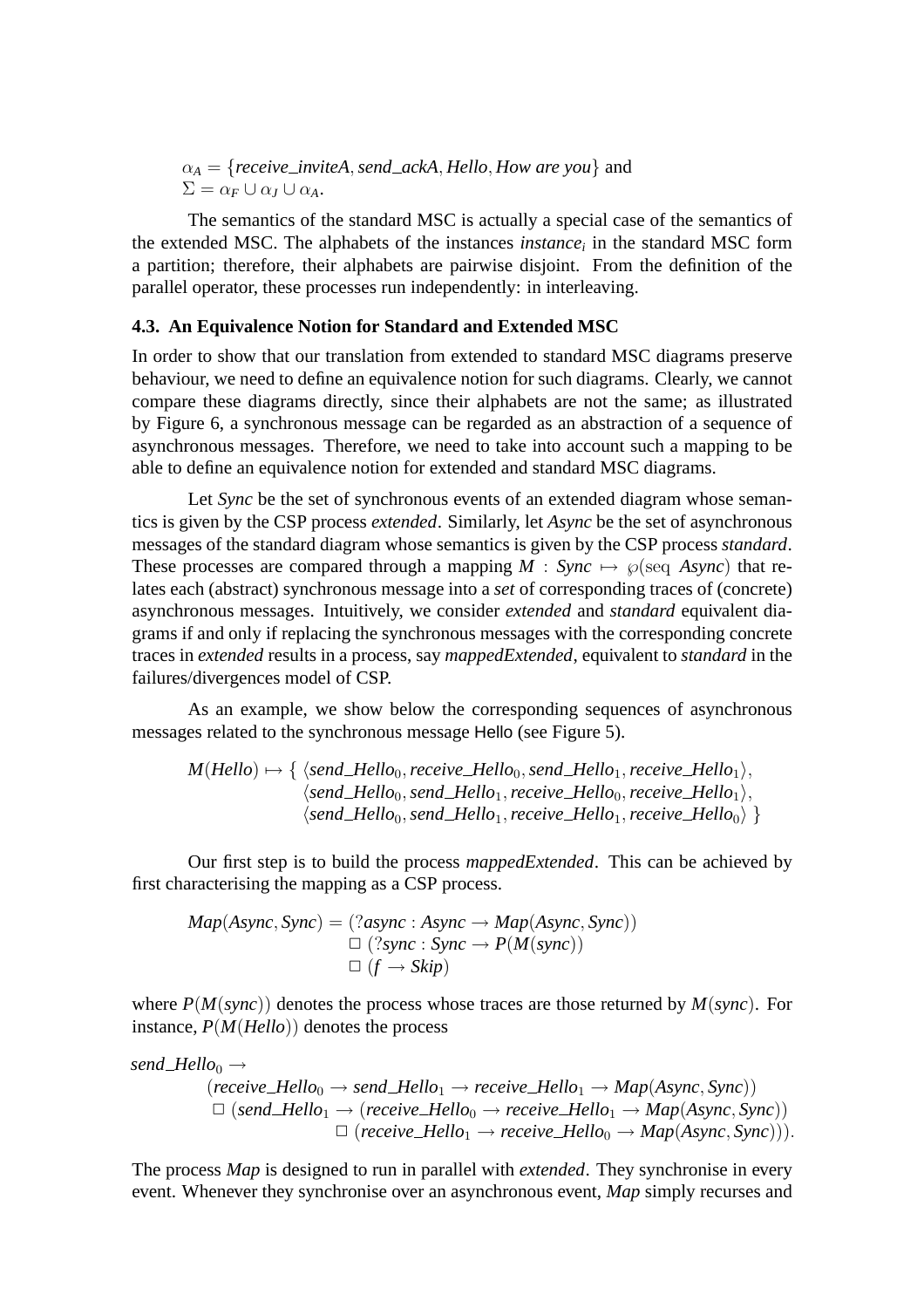$\alpha_A = \{\textit{receive\_inviteA}, \textit{send\_ackA}, \textit{Hello}, \textit{How are you}\}$ and
$\Sigma = \alpha_F \cup \alpha_J \cup \alpha_A$.

The semantics of the standard MSC is actually a special case of the semantics of the extended MSC. The alphabets of the instances $instance_i$ in the standard MSC form a partition; therefore, their alphabets are pairwise disjoint. From the definition of the parallel operator, these processes run independently: in interleaving.

### 4.3. An Equivalence Notion for Standard and Extended MSC

In order to show that our translation from extended to standard MSC diagrams preserve behaviour, we need to define an equivalence notion for such diagrams. Clearly, we cannot compare these diagrams directly, since their alphabets are not the same; as illustrated by Figure 6, a synchronous message can be regarded as an abstraction of a sequence of asynchronous messages. Therefore, we need to take into account such a mapping to be able to define an equivalence notion for extended and standard MSC diagrams.

Let *Sync* be the set of synchronous events of an extended diagram whose semantics is given by the CSP process *extended*. Similarly, let *Async* be the set of asynchronous messages of the standard diagram whose semantics is given by the CSP process *standard*. These processes are compared through a mapping $M : Sync \mapsto \wp(\mathrm{seq}\ Async)$ that relates each (abstract) synchronous message into a *set* of corresponding traces of (concrete) asynchronous messages. Intuitively, we consider *extended* and *standard* equivalent diagrams if and only if replacing the synchronous messages with the corresponding concrete traces in *extended* results in a process, say *mappedExtended*, equivalent to *standard* in the failures/divergences model of CSP.

As an example, we show below the corresponding sequences of asynchronous messages related to the synchronous message Hello (see Figure 5).

$$
\begin{aligned}
M(Hello) \mapsto \{\ & \langle send\_Hello_0, receive\_Hello_0, send\_Hello_1, receive\_Hello_1 \rangle, \\
& \langle send\_Hello_0, send\_Hello_1, receive\_Hello_0, receive\_Hello_1 \rangle, \\
& \langle send\_Hello_0, send\_Hello_1, receive\_Hello_1, receive\_Hello_0 \rangle\ \}
\end{aligned}
$$

Our first step is to build the process *mappedExtended*. This can be achieved by first characterising the mapping as a CSP process.

$$
\begin{aligned}
Map(Async, Sync) = \ & (?async : Async \rightarrow Map(Async, Sync)) \\
& \Box\ (?sync : Sync \rightarrow P(M(sync)) \\
& \Box\ (f \rightarrow Skip)
\end{aligned}
$$

where $P(M(sync))$ denotes the process whose traces are those returned by $M(sync)$. For instance, $P(M(Hello))$ denotes the process

$$
\begin{aligned}
& send\_Hello_0 \rightarrow \\
& \quad (receive\_Hello_0 \rightarrow send\_Hello_1 \rightarrow receive\_Hello_1 \rightarrow Map(Async, Sync)) \\
& \quad \Box\ (send\_Hello_1 \rightarrow (receive\_Hello_0 \rightarrow receive\_Hello_1 \rightarrow Map(Async, Sync)) \\
& \qquad\qquad \Box\ (receive\_Hello_1 \rightarrow receive\_Hello_0 \rightarrow Map(Async, Sync))).
\end{aligned}
$$

The process *Map* is designed to run in parallel with *extended*. They synchronise in every event. Whenever they synchronise over an asynchronous event, *Map* simply recurses and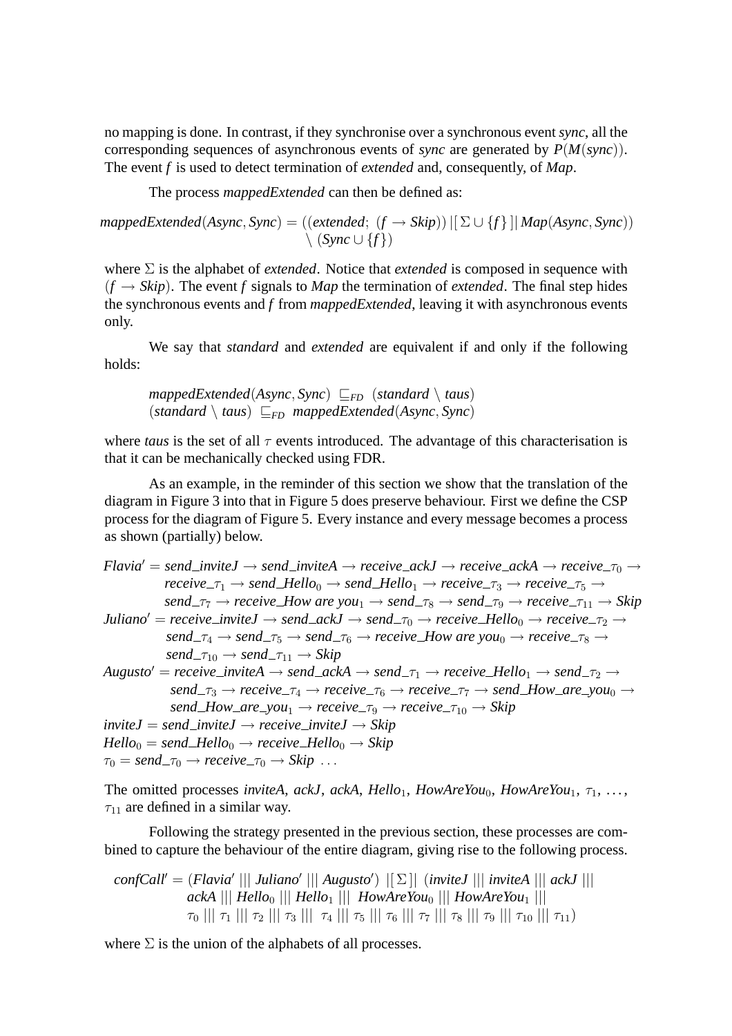no mapping is done. In contrast, if they synchronise over a synchronous event *sync*, all the corresponding sequences of asynchronous events of *sync* are generated by $P(M(sync))$. The event *f* is used to detect termination of *extended* and, consequently, of *Map*.

The process *mappedExtended* can then be defined as:

$$mappedExtended(Async, Sync) = ((extended;\ (f \rightarrow Skip)) \,[\![\, \Sigma \cup \{f\} \,]\!]\, Map(Async, Sync)) \setminus (Sync \cup \{f\})$$

where $\Sigma$ is the alphabet of *extended*. Notice that *extended* is composed in sequence with $(f \rightarrow Skip)$. The event *f* signals to *Map* the termination of *extended*. The final step hides the synchronous events and *f* from *mappedExtended*, leaving it with asynchronous events only.

We say that *standard* and *extended* are equivalent if and only if the following holds:

$$mappedExtended(Async, Sync) \sqsubseteq_{FD} (standard \setminus taus)$$
$$(standard \setminus taus) \sqsubseteq_{FD} mappedExtended(Async, Sync)$$

where *taus* is the set of all $\tau$ events introduced. The advantage of this characterisation is that it can be mechanically checked using FDR.

As an example, in the reminder of this section we show that the translation of the diagram in Figure 3 into that in Figure 5 does preserve behaviour. First we define the CSP process for the diagram of Figure 5. Every instance and every message becomes a process as shown (partially) below.

$$\begin{aligned}
Flavia' = {} & send\_inviteJ \rightarrow send\_inviteA \rightarrow receive\_ackJ \rightarrow receive\_ackA \rightarrow receive\_\tau_0 \rightarrow \\
& receive\_\tau_1 \rightarrow send\_Hello_0 \rightarrow send\_Hello_1 \rightarrow receive\_\tau_3 \rightarrow receive\_\tau_5 \rightarrow \\
& send\_\tau_7 \rightarrow receive\_How\ are\ you_1 \rightarrow send\_\tau_8 \rightarrow send\_\tau_9 \rightarrow receive\_\tau_{11} \rightarrow Skip \\
Juliano' = {} & receive\_inviteJ \rightarrow send\_ackJ \rightarrow send\_\tau_0 \rightarrow receive\_Hello_0 \rightarrow receive\_\tau_2 \rightarrow \\
& send\_\tau_4 \rightarrow send\_\tau_5 \rightarrow send\_\tau_6 \rightarrow receive\_How\ are\ you_0 \rightarrow receive\_\tau_8 \rightarrow \\
& send\_\tau_{10} \rightarrow send\_\tau_{11} \rightarrow Skip \\
Augusto' = {} & receive\_inviteA \rightarrow send\_ackA \rightarrow send\_\tau_1 \rightarrow receive\_Hello_1 \rightarrow send\_\tau_2 \rightarrow \\
& send\_\tau_3 \rightarrow receive\_\tau_4 \rightarrow receive\_\tau_6 \rightarrow receive\_\tau_7 \rightarrow send\_How\_are\_you_0 \rightarrow \\
& send\_How\_are\_you_1 \rightarrow receive\_\tau_9 \rightarrow receive\_\tau_{10} \rightarrow Skip \\
inviteJ = {} & send\_inviteJ \rightarrow receive\_inviteJ \rightarrow Skip \\
Hello_0 = {} & send\_Hello_0 \rightarrow receive\_Hello_0 \rightarrow Skip \\
\tau_0 = {} & send\_\tau_0 \rightarrow receive\_\tau_0 \rightarrow Skip\ \ldots
\end{aligned}$$

The omitted processes *inviteA*, *ackJ*, *ackA*, $Hello_1$, $HowAreYou_0$, $HowAreYou_1$, $\tau_1$, $\ldots$, $\tau_{11}$ are defined in a similar way.

Following the strategy presented in the previous section, these processes are combined to capture the behaviour of the entire diagram, giving rise to the following process.

$$\begin{aligned}
confCall' = {} & (Flavia' \,|||\, Juliano' \,|||\, Augusto') \,[\![\, \Sigma \,]\!]\, (inviteJ \,|||\, inviteA \,|||\, ackJ \,||| \\
& ackA \,|||\, Hello_0 \,|||\, Hello_1 \,|||\, HowAreYou_0 \,|||\, HowAreYou_1 \,||| \\
& \tau_0 \,|||\, \tau_1 \,|||\, \tau_2 \,|||\, \tau_3 \,|||\, \tau_4 \,|||\, \tau_5 \,|||\, \tau_6 \,|||\, \tau_7 \,|||\, \tau_8 \,|||\, \tau_9 \,|||\, \tau_{10} \,|||\, \tau_{11})
\end{aligned}$$

where $\Sigma$ is the union of the alphabets of all processes.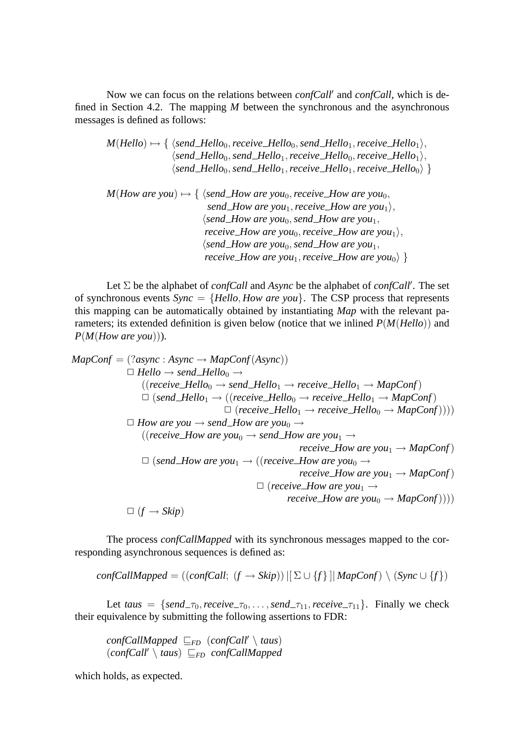Now we can focus on the relations between *confCall*$'$ and *confCall*, which is defined in Section 4.2. The mapping $M$ between the synchronous and the asynchronous messages is defined as follows:

$$
\begin{aligned}
M(\mathit{Hello}) \mapsto \{\ & \langle \mathit{send\_Hello}_0, \mathit{receive\_Hello}_0, \mathit{send\_Hello}_1, \mathit{receive\_Hello}_1 \rangle, \\
& \langle \mathit{send\_Hello}_0, \mathit{send\_Hello}_1, \mathit{receive\_Hello}_0, \mathit{receive\_Hello}_1 \rangle, \\
& \langle \mathit{send\_Hello}_0, \mathit{send\_Hello}_1, \mathit{receive\_Hello}_1, \mathit{receive\_Hello}_0 \rangle\ \}
\end{aligned}
$$

$$
\begin{aligned}
M(\mathit{How\ are\ you}) \mapsto \{\ & \langle \mathit{send\_How\ are\ you}_0, \mathit{receive\_How\ are\ you}_0, \\
& \ \mathit{send\_How\ are\ you}_1, \mathit{receive\_How\ are\ you}_1 \rangle, \\
& \langle \mathit{send\_How\ are\ you}_0, \mathit{send\_How\ are\ you}_1, \\
& \ \mathit{receive\_How\ are\ you}_0, \mathit{receive\_How\ are\ you}_1 \rangle, \\
& \langle \mathit{send\_How\ are\ you}_0, \mathit{send\_How\ are\ you}_1, \\
& \ \mathit{receive\_How\ are\ you}_1, \mathit{receive\_How\ are\ you}_0 \rangle\ \}
\end{aligned}
$$

Let $\Sigma$ be the alphabet of *confCall* and *Async* be the alphabet of *confCall*$'$. The set of synchronous events $\mathit{Sync} = \{\mathit{Hello}, \mathit{How\ are\ you}\}$. The CSP process that represents this mapping can be automatically obtained by instantiating *Map* with the relevant parameters; its extended definition is given below (notice that we inlined $P(M(\mathit{Hello}))$ and $P(M(\mathit{How\ are\ you}))$).

$$
\begin{aligned}
\mathit{MapConf} = \ & (?\mathit{async} : \mathit{Async} \rightarrow \mathit{MapConf}(\mathit{Async})) \\
& \Box\ \mathit{Hello} \rightarrow \mathit{send\_Hello}_0 \rightarrow \\
& \quad ((\mathit{receive\_Hello}_0 \rightarrow \mathit{send\_Hello}_1 \rightarrow \mathit{receive\_Hello}_1 \rightarrow \mathit{MapConf}) \\
& \quad \Box\ (\mathit{send\_Hello}_1 \rightarrow ((\mathit{receive\_Hello}_0 \rightarrow \mathit{receive\_Hello}_1 \rightarrow \mathit{MapConf}) \\
& \qquad\qquad \Box\ (\mathit{receive\_Hello}_1 \rightarrow \mathit{receive\_Hello}_0 \rightarrow \mathit{MapConf})))) \\
& \Box\ \mathit{How\ are\ you} \rightarrow \mathit{send\_How\ are\ you}_0 \rightarrow \\
& \quad ((\mathit{receive\_How\ are\ you}_0 \rightarrow \mathit{send\_How\ are\ you}_1 \rightarrow \\
& \qquad\qquad \mathit{receive\_How\ are\ you}_1 \rightarrow \mathit{MapConf}) \\
& \quad \Box\ (\mathit{send\_How\ are\ you}_1 \rightarrow ((\mathit{receive\_How\ are\ you}_0 \rightarrow \\
& \qquad\qquad \mathit{receive\_How\ are\ you}_1 \rightarrow \mathit{MapConf}) \\
& \qquad\qquad \Box\ (\mathit{receive\_How\ are\ you}_1 \rightarrow \\
& \qquad\qquad \mathit{receive\_How\ are\ you}_0 \rightarrow \mathit{MapConf})))) \\
& \Box\ (f \rightarrow \mathit{Skip})
\end{aligned}
$$

The process *confCallMapped* with its synchronous messages mapped to the corresponding asynchronous sequences is defined as:

$$
\mathit{confCallMapped} = ((\mathit{confCall};\ (f \rightarrow \mathit{Skip}))\ |[\ \Sigma \cup \{f\}\ ]|\ \mathit{MapConf}) \setminus (\mathit{Sync} \cup \{f\})
$$

Let $\mathit{taus} = \{\mathit{send\_}\tau_0, \mathit{receive\_}\tau_0, \ldots, \mathit{send\_}\tau_{11}, \mathit{receive\_}\tau_{11}\}$. Finally we check their equivalence by submitting the following assertions to FDR:

$$
\begin{aligned}
& \mathit{confCallMapped}\ \sqsubseteq_{FD}\ (\mathit{confCall}' \setminus \mathit{taus}) \\
& (\mathit{confCall}' \setminus \mathit{taus})\ \sqsubseteq_{FD}\ \mathit{confCallMapped}
\end{aligned}
$$

which holds, as expected.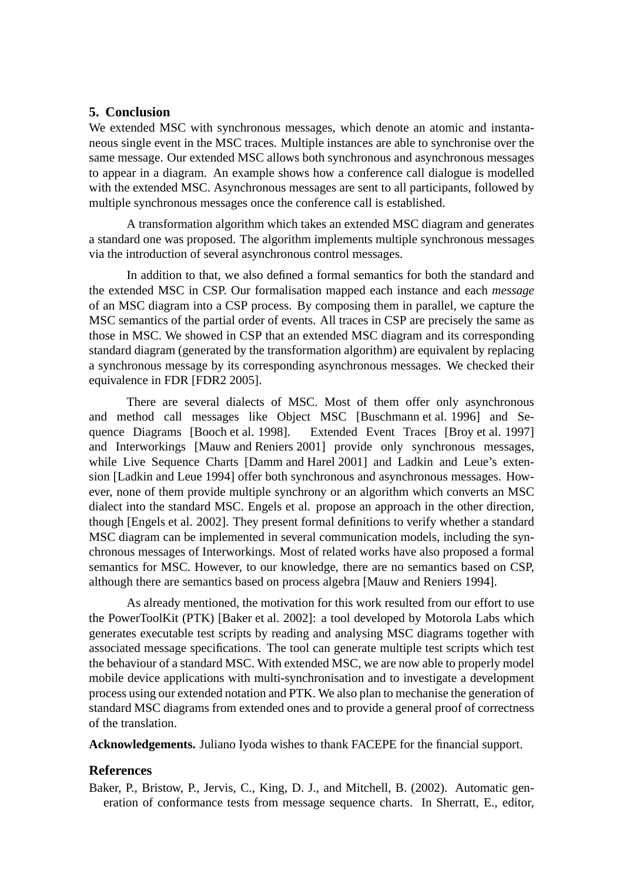## 5. Conclusion

We extended MSC with synchronous messages, which denote an atomic and instantaneous single event in the MSC traces. Multiple instances are able to synchronise over the same message. Our extended MSC allows both synchronous and asynchronous messages to appear in a diagram. An example shows how a conference call dialogue is modelled with the extended MSC. Asynchronous messages are sent to all participants, followed by multiple synchronous messages once the conference call is established.

A transformation algorithm which takes an extended MSC diagram and generates a standard one was proposed. The algorithm implements multiple synchronous messages via the introduction of several asynchronous control messages.

In addition to that, we also defined a formal semantics for both the standard and the extended MSC in CSP. Our formalisation mapped each instance and each *message* of an MSC diagram into a CSP process. By composing them in parallel, we capture the MSC semantics of the partial order of events. All traces in CSP are precisely the same as those in MSC. We showed in CSP that an extended MSC diagram and its corresponding standard diagram (generated by the transformation algorithm) are equivalent by replacing a synchronous message by its corresponding asynchronous messages. We checked their equivalence in FDR [FDR2 2005].

There are several dialects of MSC. Most of them offer only asynchronous and method call messages like Object MSC [Buschmann et al. 1996] and Sequence Diagrams [Booch et al. 1998]. Extended Event Traces [Broy et al. 1997] and Interworkings [Mauw and Reniers 2001] provide only synchronous messages, while Live Sequence Charts [Damm and Harel 2001] and Ladkin and Leue's extension [Ladkin and Leue 1994] offer both synchronous and asynchronous messages. However, none of them provide multiple synchrony or an algorithm which converts an MSC dialect into the standard MSC. Engels et al. propose an approach in the other direction, though [Engels et al. 2002]. They present formal definitions to verify whether a standard MSC diagram can be implemented in several communication models, including the synchronous messages of Interworkings. Most of related works have also proposed a formal semantics for MSC. However, to our knowledge, there are no semantics based on CSP, although there are semantics based on process algebra [Mauw and Reniers 1994].

As already mentioned, the motivation for this work resulted from our effort to use the PowerToolKit (PTK) [Baker et al. 2002]: a tool developed by Motorola Labs which generates executable test scripts by reading and analysing MSC diagrams together with associated message specifications. The tool can generate multiple test scripts which test the behaviour of a standard MSC. With extended MSC, we are now able to properly model mobile device applications with multi-synchronisation and to investigate a development process using our extended notation and PTK. We also plan to mechanise the generation of standard MSC diagrams from extended ones and to provide a general proof of correctness of the translation.

**Acknowledgements.** Juliano Iyoda wishes to thank FACEPE for the financial support.

## References

Baker, P., Bristow, P., Jervis, C., King, D. J., and Mitchell, B. (2002). Automatic generation of conformance tests from message sequence charts. In Sherratt, E., editor,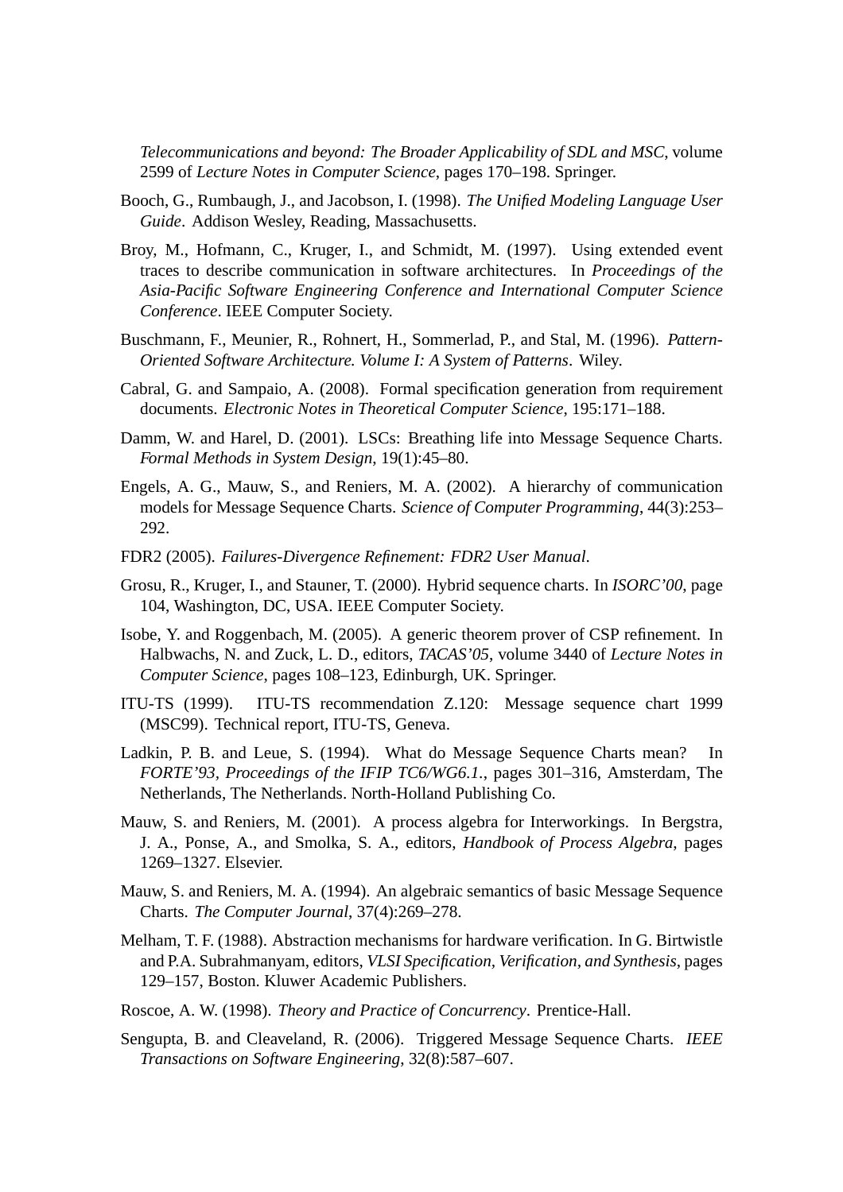*Telecommunications and beyond: The Broader Applicability of SDL and MSC*, volume 2599 of *Lecture Notes in Computer Science*, pages 170–198. Springer.

Booch, G., Rumbaugh, J., and Jacobson, I. (1998). *The Unified Modeling Language User Guide*. Addison Wesley, Reading, Massachusetts.

Broy, M., Hofmann, C., Kruger, I., and Schmidt, M. (1997). Using extended event traces to describe communication in software architectures. In *Proceedings of the Asia-Pacific Software Engineering Conference and International Computer Science Conference*. IEEE Computer Society.

Buschmann, F., Meunier, R., Rohnert, H., Sommerlad, P., and Stal, M. (1996). *Pattern-Oriented Software Architecture. Volume I: A System of Patterns*. Wiley.

Cabral, G. and Sampaio, A. (2008). Formal specification generation from requirement documents. *Electronic Notes in Theoretical Computer Science*, 195:171–188.

Damm, W. and Harel, D. (2001). LSCs: Breathing life into Message Sequence Charts. *Formal Methods in System Design*, 19(1):45–80.

Engels, A. G., Mauw, S., and Reniers, M. A. (2002). A hierarchy of communication models for Message Sequence Charts. *Science of Computer Programming*, 44(3):253–292.

FDR2 (2005). *Failures-Divergence Refinement: FDR2 User Manual*.

Grosu, R., Kruger, I., and Stauner, T. (2000). Hybrid sequence charts. In *ISORC'00*, page 104, Washington, DC, USA. IEEE Computer Society.

Isobe, Y. and Roggenbach, M. (2005). A generic theorem prover of CSP refinement. In Halbwachs, N. and Zuck, L. D., editors, *TACAS'05*, volume 3440 of *Lecture Notes in Computer Science*, pages 108–123, Edinburgh, UK. Springer.

ITU-TS (1999). ITU-TS recommendation Z.120: Message sequence chart 1999 (MSC99). Technical report, ITU-TS, Geneva.

Ladkin, P. B. and Leue, S. (1994). What do Message Sequence Charts mean? In *FORTE'93, Proceedings of the IFIP TC6/WG6.1.*, pages 301–316, Amsterdam, The Netherlands, The Netherlands. North-Holland Publishing Co.

Mauw, S. and Reniers, M. (2001). A process algebra for Interworkings. In Bergstra, J. A., Ponse, A., and Smolka, S. A., editors, *Handbook of Process Algebra*, pages 1269–1327. Elsevier.

Mauw, S. and Reniers, M. A. (1994). An algebraic semantics of basic Message Sequence Charts. *The Computer Journal*, 37(4):269–278.

Melham, T. F. (1988). Abstraction mechanisms for hardware verification. In G. Birtwistle and P.A. Subrahmanyam, editors, *VLSI Specification, Verification, and Synthesis*, pages 129–157, Boston. Kluwer Academic Publishers.

Roscoe, A. W. (1998). *Theory and Practice of Concurrency*. Prentice-Hall.

Sengupta, B. and Cleaveland, R. (2006). Triggered Message Sequence Charts. *IEEE Transactions on Software Engineering*, 32(8):587–607.